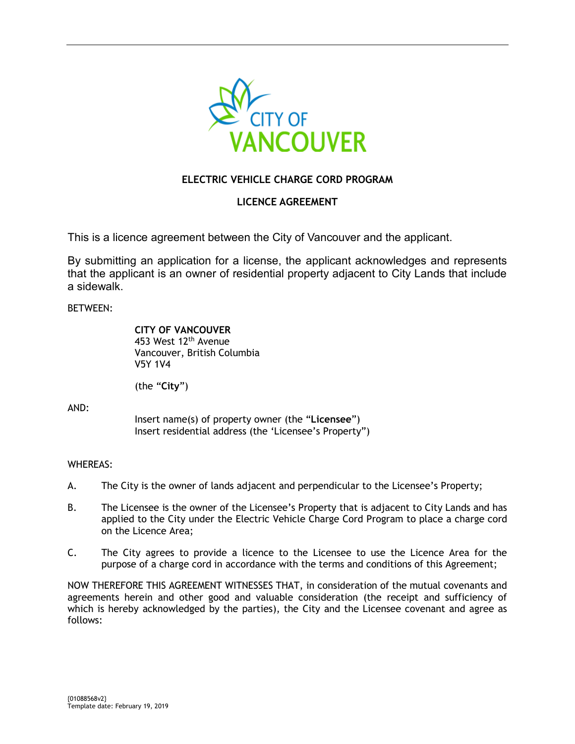**ELECTRIC VEHICLE CHARGE CORD PROGRAM**

**LICENCE AGREEMENT**

This is a licence agreement between the City of Vancouver and the applicant.

By submitting an application for a license, the applicant acknowledges and represents that the applicant is an owner of residential property adjacent to City Lands that include a sidewalk.

BETWEEN:

**CITY OF VANCOUVER**
453 West 12th Avenue
Vancouver, British Columbia
V5Y 1V4

(the "**City**")

AND:

Insert name(s) of property owner (the "**Licensee**")
Insert residential address (the 'Licensee's Property")

WHEREAS:

A. The City is the owner of lands adjacent and perpendicular to the Licensee's Property;

B. The Licensee is the owner of the Licensee's Property that is adjacent to City Lands and has applied to the City under the Electric Vehicle Charge Cord Program to place a charge cord on the Licence Area;

C. The City agrees to provide a licence to the Licensee to use the Licence Area for the purpose of a charge cord in accordance with the terms and conditions of this Agreement;

NOW THEREFORE THIS AGREEMENT WITNESSES THAT, in consideration of the mutual covenants and agreements herein and other good and valuable consideration (the receipt and sufficiency of which is hereby acknowledged by the parties), the City and the Licensee covenant and agree as follows:

{01088568v2}
Template date: February 19, 2019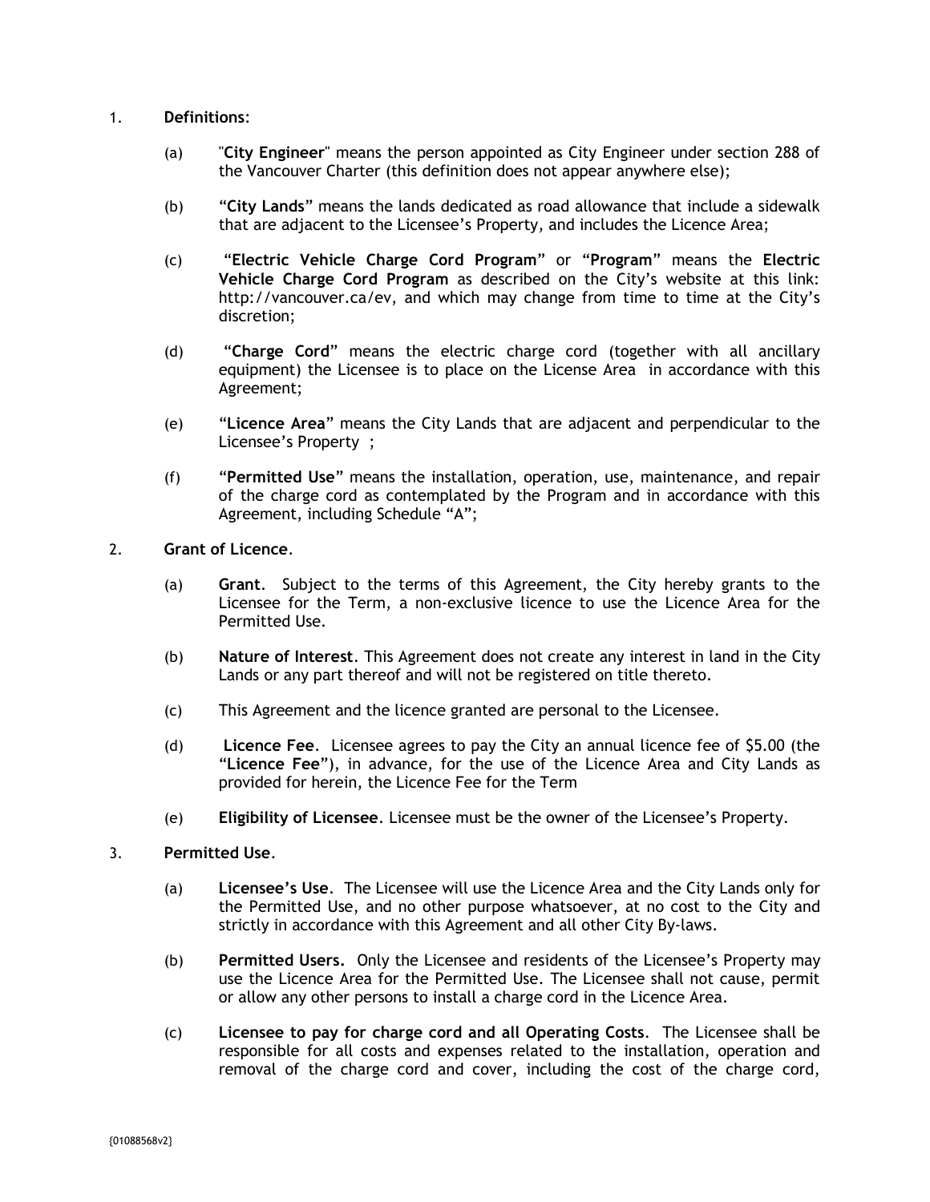1. **Definitions**:

   (a) "**City Engineer**" means the person appointed as City Engineer under section 288 of the Vancouver Charter (this definition does not appear anywhere else);

   (b) "**City Lands**" means the lands dedicated as road allowance that include a sidewalk that are adjacent to the Licensee's Property, and includes the Licence Area;

   (c) "**Electric Vehicle Charge Cord Program**" or "**Program**" means the **Electric Vehicle Charge Cord Program** as described on the City's website at this link: http://vancouver.ca/ev, and which may change from time to time at the City's discretion;

   (d) "**Charge Cord**" means the electric charge cord (together with all ancillary equipment) the Licensee is to place on the License Area in accordance with this Agreement;

   (e) "**Licence Area**" means the City Lands that are adjacent and perpendicular to the Licensee's Property ;

   (f) "**Permitted Use**" means the installation, operation, use, maintenance, and repair of the charge cord as contemplated by the Program and in accordance with this Agreement, including Schedule "A";

2. **Grant of Licence**.

   (a) **Grant**. Subject to the terms of this Agreement, the City hereby grants to the Licensee for the Term, a non-exclusive licence to use the Licence Area for the Permitted Use.

   (b) **Nature of Interest**. This Agreement does not create any interest in land in the City Lands or any part thereof and will not be registered on title thereto.

   (c) This Agreement and the licence granted are personal to the Licensee.

   (d) **Licence Fee**. Licensee agrees to pay the City an annual licence fee of $5.00 (the "**Licence Fee**"), in advance, for the use of the Licence Area and City Lands as provided for herein, the Licence Fee for the Term

   (e) **Eligibility of Licensee**. Licensee must be the owner of the Licensee's Property.

3. **Permitted Use**.

   (a) **Licensee's Use**. The Licensee will use the Licence Area and the City Lands only for the Permitted Use, and no other purpose whatsoever, at no cost to the City and strictly in accordance with this Agreement and all other City By-laws.

   (b) **Permitted Users.** Only the Licensee and residents of the Licensee's Property may use the Licence Area for the Permitted Use. The Licensee shall not cause, permit or allow any other persons to install a charge cord in the Licence Area.

   (c) **Licensee to pay for charge cord and all Operating Costs**. The Licensee shall be responsible for all costs and expenses related to the installation, operation and removal of the charge cord and cover, including the cost of the charge cord,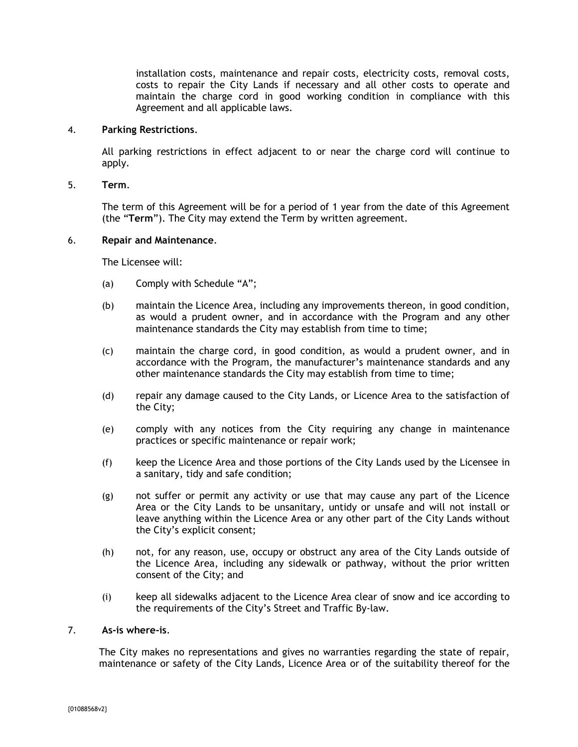installation costs, maintenance and repair costs, electricity costs, removal costs, costs to repair the City Lands if necessary and all other costs to operate and maintain the charge cord in good working condition in compliance with this Agreement and all applicable laws.

4. **Parking Restrictions**.

All parking restrictions in effect adjacent to or near the charge cord will continue to apply.

5. **Term**.

The term of this Agreement will be for a period of 1 year from the date of this Agreement (the "**Term**"). The City may extend the Term by written agreement.

6. **Repair and Maintenance**.

The Licensee will:

(a) Comply with Schedule "A";

(b) maintain the Licence Area, including any improvements thereon, in good condition, as would a prudent owner, and in accordance with the Program and any other maintenance standards the City may establish from time to time;

(c) maintain the charge cord, in good condition, as would a prudent owner, and in accordance with the Program, the manufacturer's maintenance standards and any other maintenance standards the City may establish from time to time;

(d) repair any damage caused to the City Lands, or Licence Area to the satisfaction of the City;

(e) comply with any notices from the City requiring any change in maintenance practices or specific maintenance or repair work;

(f) keep the Licence Area and those portions of the City Lands used by the Licensee in a sanitary, tidy and safe condition;

(g) not suffer or permit any activity or use that may cause any part of the Licence Area or the City Lands to be unsanitary, untidy or unsafe and will not install or leave anything within the Licence Area or any other part of the City Lands without the City's explicit consent;

(h) not, for any reason, use, occupy or obstruct any area of the City Lands outside of the Licence Area, including any sidewalk or pathway, without the prior written consent of the City; and

(i) keep all sidewalks adjacent to the Licence Area clear of snow and ice according to the requirements of the City's Street and Traffic By-law.

7. **As-is where-is**.

The City makes no representations and gives no warranties regarding the state of repair, maintenance or safety of the City Lands, Licence Area or of the suitability thereof for the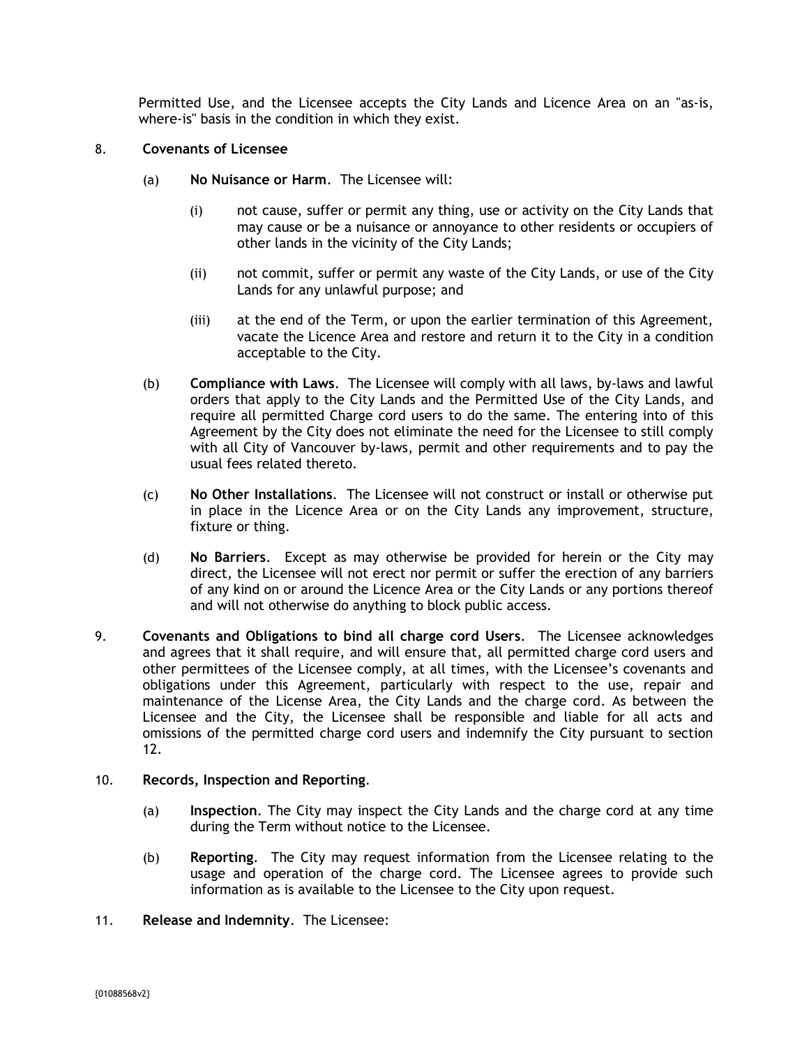Permitted Use, and the Licensee accepts the City Lands and Licence Area on an "as-is, where-is" basis in the condition in which they exist.

8. **Covenants of Licensee**

   (a) **No Nuisance or Harm**. The Licensee will:

      (i) not cause, suffer or permit any thing, use or activity on the City Lands that may cause or be a nuisance or annoyance to other residents or occupiers of other lands in the vicinity of the City Lands;

      (ii) not commit, suffer or permit any waste of the City Lands, or use of the City Lands for any unlawful purpose; and

      (iii) at the end of the Term, or upon the earlier termination of this Agreement, vacate the Licence Area and restore and return it to the City in a condition acceptable to the City.

   (b) **Compliance with Laws**. The Licensee will comply with all laws, by-laws and lawful orders that apply to the City Lands and the Permitted Use of the City Lands, and require all permitted Charge cord users to do the same. The entering into of this Agreement by the City does not eliminate the need for the Licensee to still comply with all City of Vancouver by-laws, permit and other requirements and to pay the usual fees related thereto.

   (c) **No Other Installations**. The Licensee will not construct or install or otherwise put in place in the Licence Area or on the City Lands any improvement, structure, fixture or thing.

   (d) **No Barriers**. Except as may otherwise be provided for herein or the City may direct, the Licensee will not erect nor permit or suffer the erection of any barriers of any kind on or around the Licence Area or the City Lands or any portions thereof and will not otherwise do anything to block public access.

9. **Covenants and Obligations to bind all charge cord Users**. The Licensee acknowledges and agrees that it shall require, and will ensure that, all permitted charge cord users and other permittees of the Licensee comply, at all times, with the Licensee's covenants and obligations under this Agreement, particularly with respect to the use, repair and maintenance of the License Area, the City Lands and the charge cord. As between the Licensee and the City, the Licensee shall be responsible and liable for all acts and omissions of the permitted charge cord users and indemnify the City pursuant to section 12.

10. **Records, Inspection and Reporting**.

   (a) **Inspection**. The City may inspect the City Lands and the charge cord at any time during the Term without notice to the Licensee.

   (b) **Reporting**. The City may request information from the Licensee relating to the usage and operation of the charge cord. The Licensee agrees to provide such information as is available to the Licensee to the City upon request.

11. **Release and Indemnity**. The Licensee: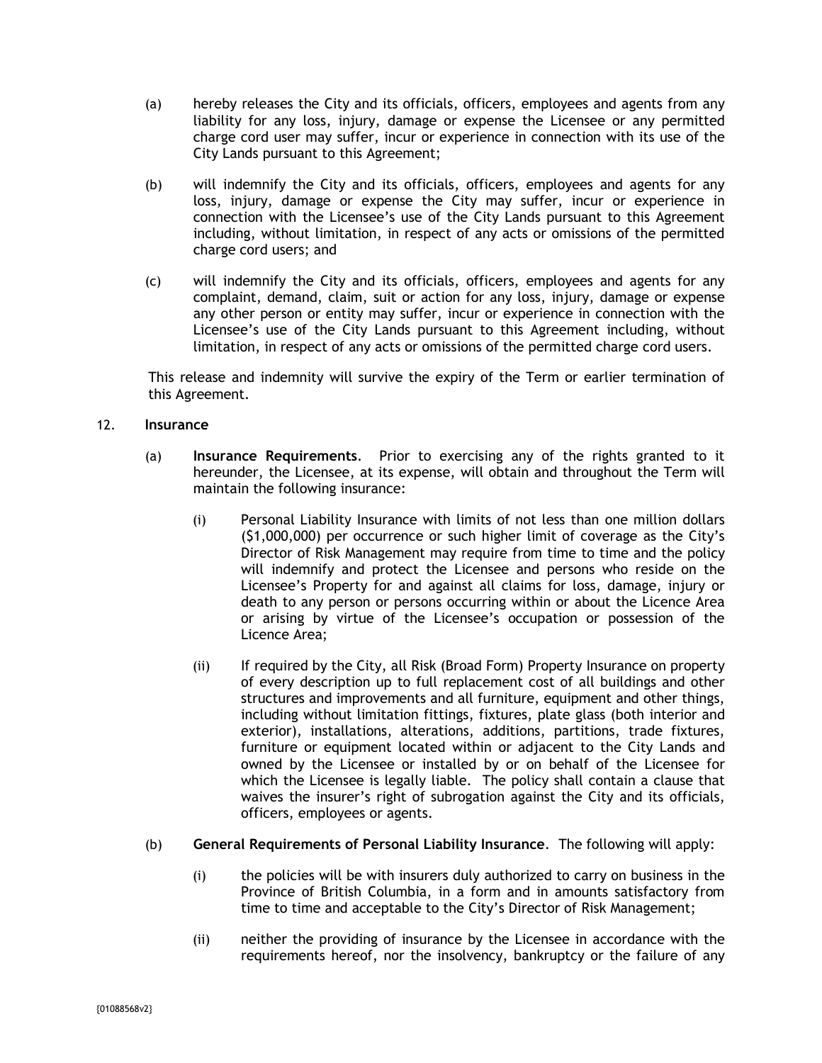(a) hereby releases the City and its officials, officers, employees and agents from any liability for any loss, injury, damage or expense the Licensee or any permitted charge cord user may suffer, incur or experience in connection with its use of the City Lands pursuant to this Agreement;

(b) will indemnify the City and its officials, officers, employees and agents for any loss, injury, damage or expense the City may suffer, incur or experience in connection with the Licensee's use of the City Lands pursuant to this Agreement including, without limitation, in respect of any acts or omissions of the permitted charge cord users; and

(c) will indemnify the City and its officials, officers, employees and agents for any complaint, demand, claim, suit or action for any loss, injury, damage or expense any other person or entity may suffer, incur or experience in connection with the Licensee's use of the City Lands pursuant to this Agreement including, without limitation, in respect of any acts or omissions of the permitted charge cord users.

This release and indemnity will survive the expiry of the Term or earlier termination of this Agreement.

12. **Insurance**

(a) **Insurance Requirements**. Prior to exercising any of the rights granted to it hereunder, the Licensee, at its expense, will obtain and throughout the Term will maintain the following insurance:

(i) Personal Liability Insurance with limits of not less than one million dollars ($1,000,000) per occurrence or such higher limit of coverage as the City's Director of Risk Management may require from time to time and the policy will indemnify and protect the Licensee and persons who reside on the Licensee's Property for and against all claims for loss, damage, injury or death to any person or persons occurring within or about the Licence Area or arising by virtue of the Licensee's occupation or possession of the Licence Area;

(ii) If required by the City, all Risk (Broad Form) Property Insurance on property of every description up to full replacement cost of all buildings and other structures and improvements and all furniture, equipment and other things, including without limitation fittings, fixtures, plate glass (both interior and exterior), installations, alterations, additions, partitions, trade fixtures, furniture or equipment located within or adjacent to the City Lands and owned by the Licensee or installed by or on behalf of the Licensee for which the Licensee is legally liable. The policy shall contain a clause that waives the insurer's right of subrogation against the City and its officials, officers, employees or agents.

(b) **General Requirements of Personal Liability Insurance**. The following will apply:

(i) the policies will be with insurers duly authorized to carry on business in the Province of British Columbia, in a form and in amounts satisfactory from time to time and acceptable to the City's Director of Risk Management;

(ii) neither the providing of insurance by the Licensee in accordance with the requirements hereof, nor the insolvency, bankruptcy or the failure of any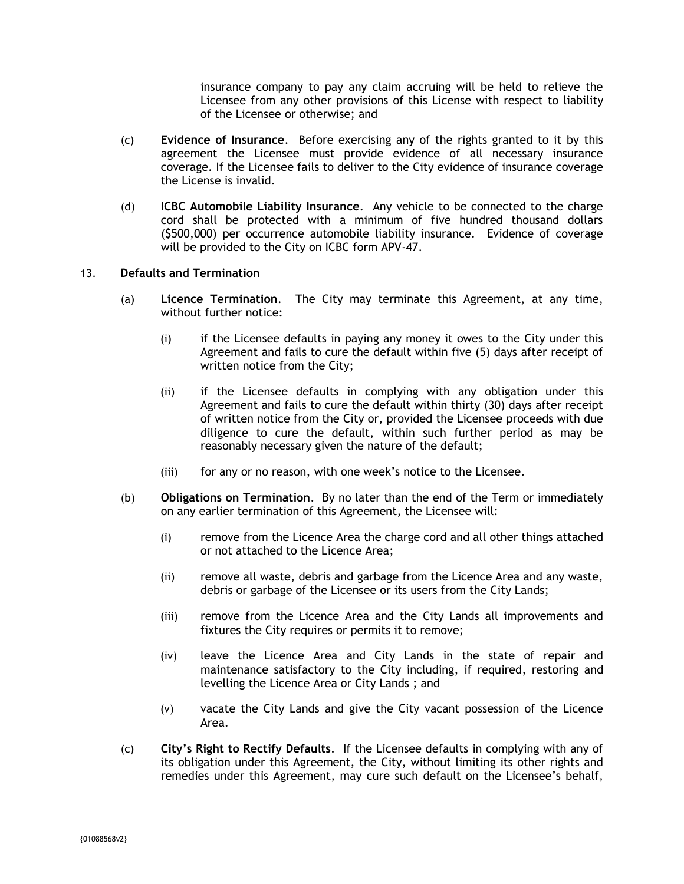insurance company to pay any claim accruing will be held to relieve the Licensee from any other provisions of this License with respect to liability of the Licensee or otherwise; and

(c) **Evidence of Insurance**. Before exercising any of the rights granted to it by this agreement the Licensee must provide evidence of all necessary insurance coverage. If the Licensee fails to deliver to the City evidence of insurance coverage the License is invalid.

(d) **ICBC Automobile Liability Insurance**. Any vehicle to be connected to the charge cord shall be protected with a minimum of five hundred thousand dollars ($500,000) per occurrence automobile liability insurance. Evidence of coverage will be provided to the City on ICBC form APV-47.

13. **Defaults and Termination**

(a) **Licence Termination**. The City may terminate this Agreement, at any time, without further notice:

(i) if the Licensee defaults in paying any money it owes to the City under this Agreement and fails to cure the default within five (5) days after receipt of written notice from the City;

(ii) if the Licensee defaults in complying with any obligation under this Agreement and fails to cure the default within thirty (30) days after receipt of written notice from the City or, provided the Licensee proceeds with due diligence to cure the default, within such further period as may be reasonably necessary given the nature of the default;

(iii) for any or no reason, with one week's notice to the Licensee.

(b) **Obligations on Termination**. By no later than the end of the Term or immediately on any earlier termination of this Agreement, the Licensee will:

(i) remove from the Licence Area the charge cord and all other things attached or not attached to the Licence Area;

(ii) remove all waste, debris and garbage from the Licence Area and any waste, debris or garbage of the Licensee or its users from the City Lands;

(iii) remove from the Licence Area and the City Lands all improvements and fixtures the City requires or permits it to remove;

(iv) leave the Licence Area and City Lands in the state of repair and maintenance satisfactory to the City including, if required, restoring and levelling the Licence Area or City Lands ; and

(v) vacate the City Lands and give the City vacant possession of the Licence Area.

(c) **City's Right to Rectify Defaults**. If the Licensee defaults in complying with any of its obligation under this Agreement, the City, without limiting its other rights and remedies under this Agreement, may cure such default on the Licensee's behalf,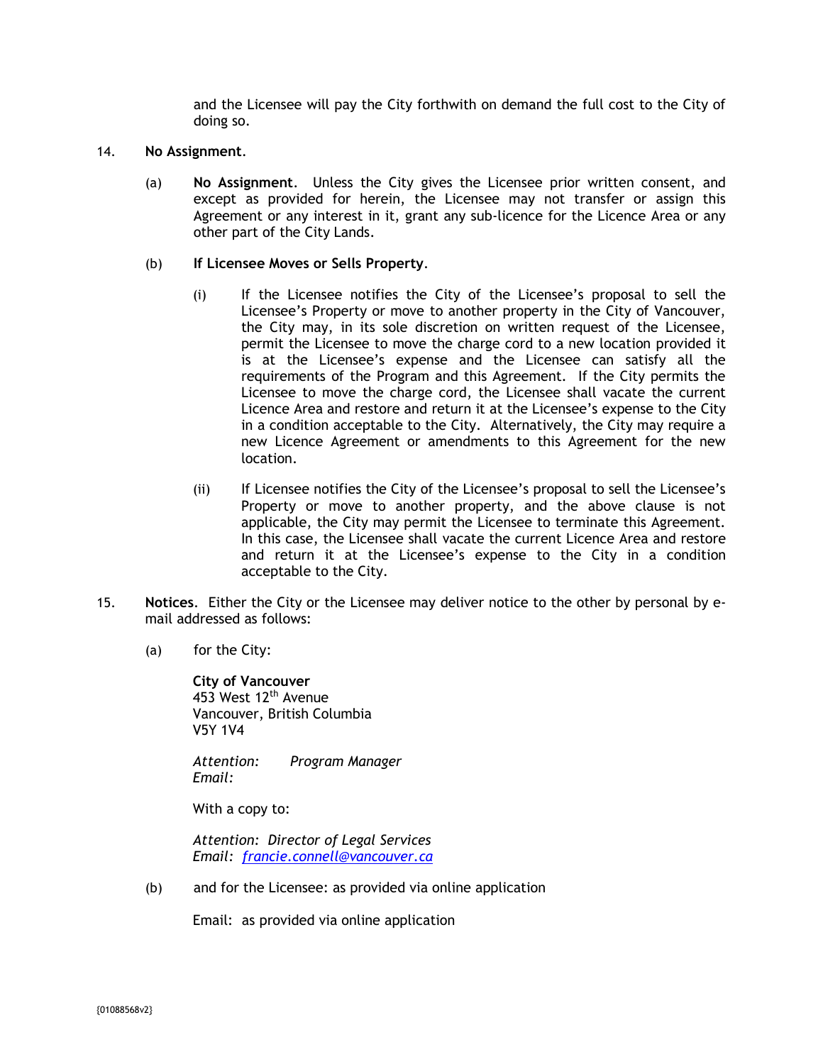and the Licensee will pay the City forthwith on demand the full cost to the City of doing so.

14. **No Assignment**.

(a) **No Assignment**. Unless the City gives the Licensee prior written consent, and except as provided for herein, the Licensee may not transfer or assign this Agreement or any interest in it, grant any sub-licence for the Licence Area or any other part of the City Lands.

(b) **If Licensee Moves or Sells Property**.

(i) If the Licensee notifies the City of the Licensee's proposal to sell the Licensee's Property or move to another property in the City of Vancouver, the City may, in its sole discretion on written request of the Licensee, permit the Licensee to move the charge cord to a new location provided it is at the Licensee's expense and the Licensee can satisfy all the requirements of the Program and this Agreement. If the City permits the Licensee to move the charge cord, the Licensee shall vacate the current Licence Area and restore and return it at the Licensee's expense to the City in a condition acceptable to the City. Alternatively, the City may require a new Licence Agreement or amendments to this Agreement for the new location.

(ii) If Licensee notifies the City of the Licensee's proposal to sell the Licensee's Property or move to another property, and the above clause is not applicable, the City may permit the Licensee to terminate this Agreement. In this case, the Licensee shall vacate the current Licence Area and restore and return it at the Licensee's expense to the City in a condition acceptable to the City.

15. **Notices**. Either the City or the Licensee may deliver notice to the other by personal by e-mail addressed as follows:

(a) for the City:

**City of Vancouver**
453 West 12th Avenue
Vancouver, British Columbia
V5Y 1V4

*Attention: Program Manager*
*Email:*

With a copy to:

*Attention: Director of Legal Services*
*Email: francie.connell@vancouver.ca*

(b) and for the Licensee: as provided via online application

Email: as provided via online application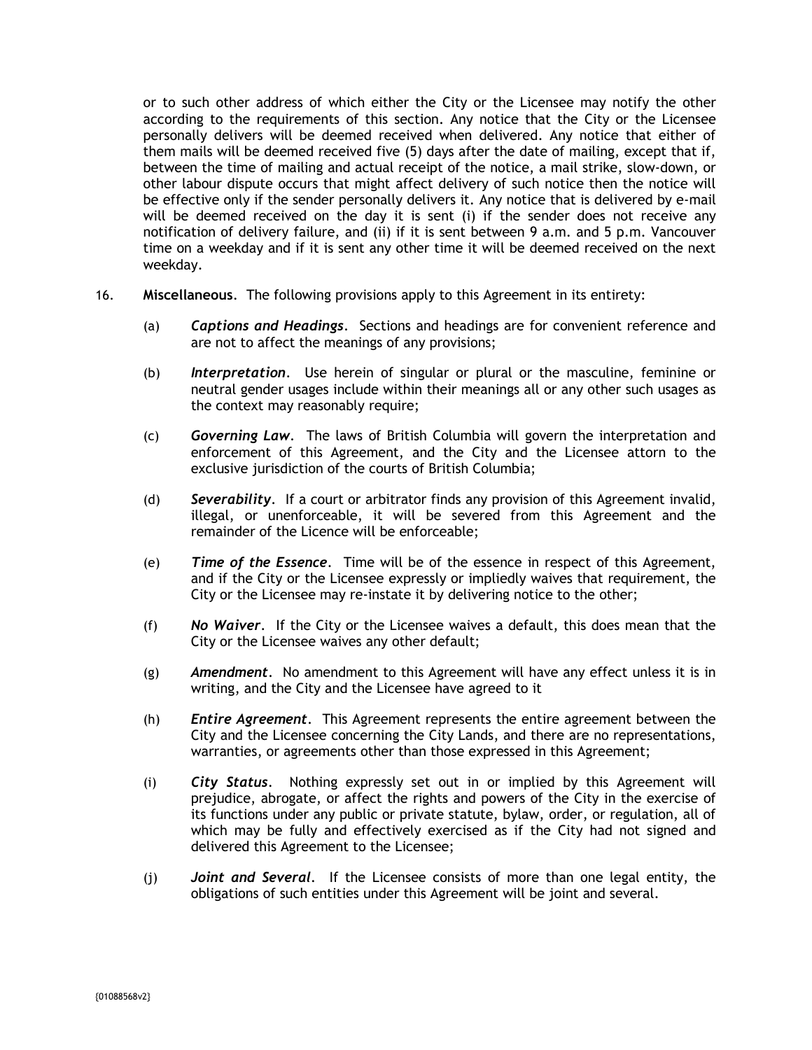or to such other address of which either the City or the Licensee may notify the other according to the requirements of this section. Any notice that the City or the Licensee personally delivers will be deemed received when delivered. Any notice that either of them mails will be deemed received five (5) days after the date of mailing, except that if, between the time of mailing and actual receipt of the notice, a mail strike, slow-down, or other labour dispute occurs that might affect delivery of such notice then the notice will be effective only if the sender personally delivers it. Any notice that is delivered by e-mail will be deemed received on the day it is sent (i) if the sender does not receive any notification of delivery failure, and (ii) if it is sent between 9 a.m. and 5 p.m. Vancouver time on a weekday and if it is sent any other time it will be deemed received on the next weekday.

16. **Miscellaneous**. The following provisions apply to this Agreement in its entirety:

    (a) ***Captions and Headings***. Sections and headings are for convenient reference and are not to affect the meanings of any provisions;

    (b) ***Interpretation***. Use herein of singular or plural or the masculine, feminine or neutral gender usages include within their meanings all or any other such usages as the context may reasonably require;

    (c) ***Governing Law***. The laws of British Columbia will govern the interpretation and enforcement of this Agreement, and the City and the Licensee attorn to the exclusive jurisdiction of the courts of British Columbia;

    (d) ***Severability***. If a court or arbitrator finds any provision of this Agreement invalid, illegal, or unenforceable, it will be severed from this Agreement and the remainder of the Licence will be enforceable;

    (e) ***Time of the Essence***. Time will be of the essence in respect of this Agreement, and if the City or the Licensee expressly or impliedly waives that requirement, the City or the Licensee may re-instate it by delivering notice to the other;

    (f) ***No Waiver***. If the City or the Licensee waives a default, this does mean that the City or the Licensee waives any other default;

    (g) ***Amendment***. No amendment to this Agreement will have any effect unless it is in writing, and the City and the Licensee have agreed to it

    (h) ***Entire Agreement***. This Agreement represents the entire agreement between the City and the Licensee concerning the City Lands, and there are no representations, warranties, or agreements other than those expressed in this Agreement;

    (i) ***City Status***. Nothing expressly set out in or implied by this Agreement will prejudice, abrogate, or affect the rights and powers of the City in the exercise of its functions under any public or private statute, bylaw, order, or regulation, all of which may be fully and effectively exercised as if the City had not signed and delivered this Agreement to the Licensee;

    (j) ***Joint and Several***. If the Licensee consists of more than one legal entity, the obligations of such entities under this Agreement will be joint and several.

{01088568v2}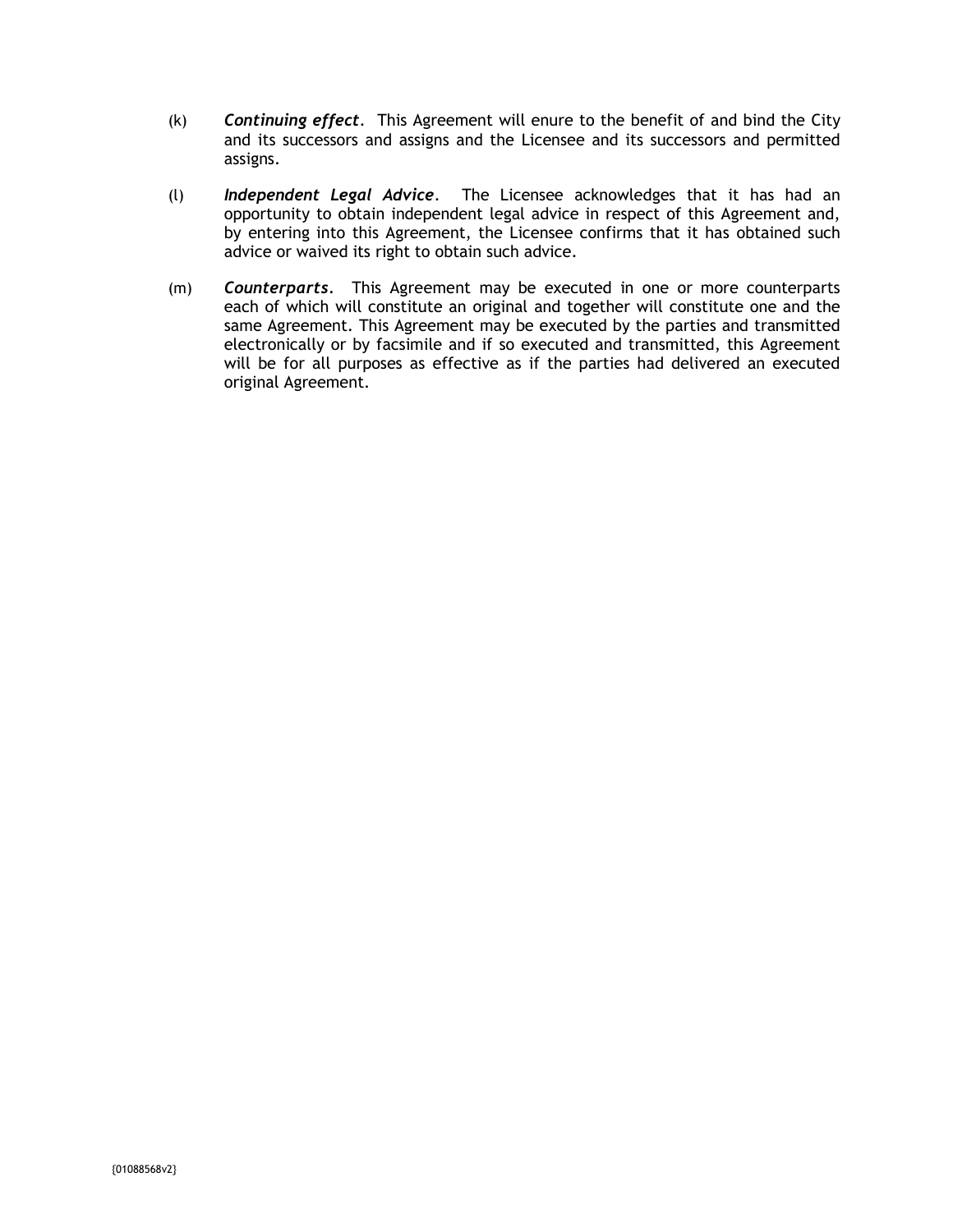(k) ***Continuing effect***. This Agreement will enure to the benefit of and bind the City and its successors and assigns and the Licensee and its successors and permitted assigns.

(l) ***Independent Legal Advice***. The Licensee acknowledges that it has had an opportunity to obtain independent legal advice in respect of this Agreement and, by entering into this Agreement, the Licensee confirms that it has obtained such advice or waived its right to obtain such advice.

(m) ***Counterparts***. This Agreement may be executed in one or more counterparts each of which will constitute an original and together will constitute one and the same Agreement. This Agreement may be executed by the parties and transmitted electronically or by facsimile and if so executed and transmitted, this Agreement will be for all purposes as effective as if the parties had delivered an executed original Agreement.

{01088568v2}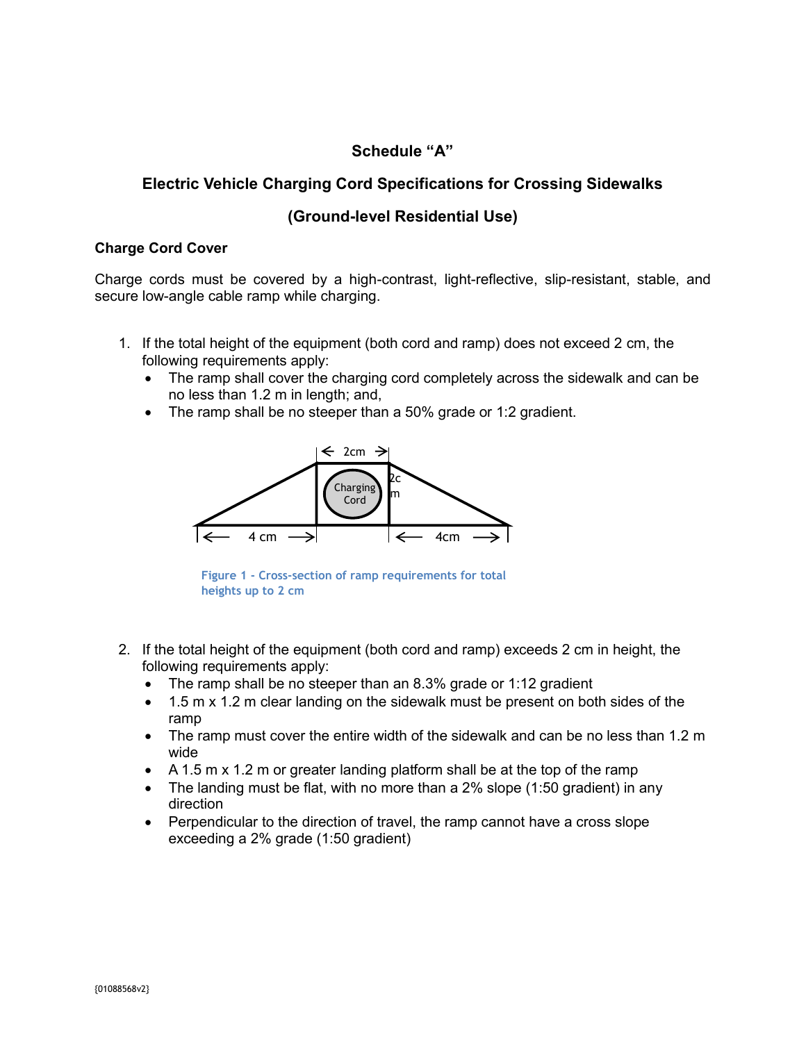## Schedule "A"

## Electric Vehicle Charging Cord Specifications for Crossing Sidewalks

## (Ground-level Residential Use)

### Charge Cord Cover

Charge cords must be covered by a high-contrast, light-reflective, slip-resistant, stable, and secure low-angle cable ramp while charging.

1. If the total height of the equipment (both cord and ramp) does not exceed 2 cm, the following requirements apply:
   - The ramp shall cover the charging cord completely across the sidewalk and can be no less than 1.2 m in length; and,
   - The ramp shall be no steeper than a 50% grade or 1:2 gradient.

Figure 1 - Cross-section of ramp requirements for total heights up to 2 cm

2. If the total height of the equipment (both cord and ramp) exceeds 2 cm in height, the following requirements apply:
   - The ramp shall be no steeper than an 8.3% grade or 1:12 gradient
   - 1.5 m x 1.2 m clear landing on the sidewalk must be present on both sides of the ramp
   - The ramp must cover the entire width of the sidewalk and can be no less than 1.2 m wide
   - A 1.5 m x 1.2 m or greater landing platform shall be at the top of the ramp
   - The landing must be flat, with no more than a 2% slope (1:50 gradient) in any direction
   - Perpendicular to the direction of travel, the ramp cannot have a cross slope exceeding a 2% grade (1:50 gradient)

{01088568v2}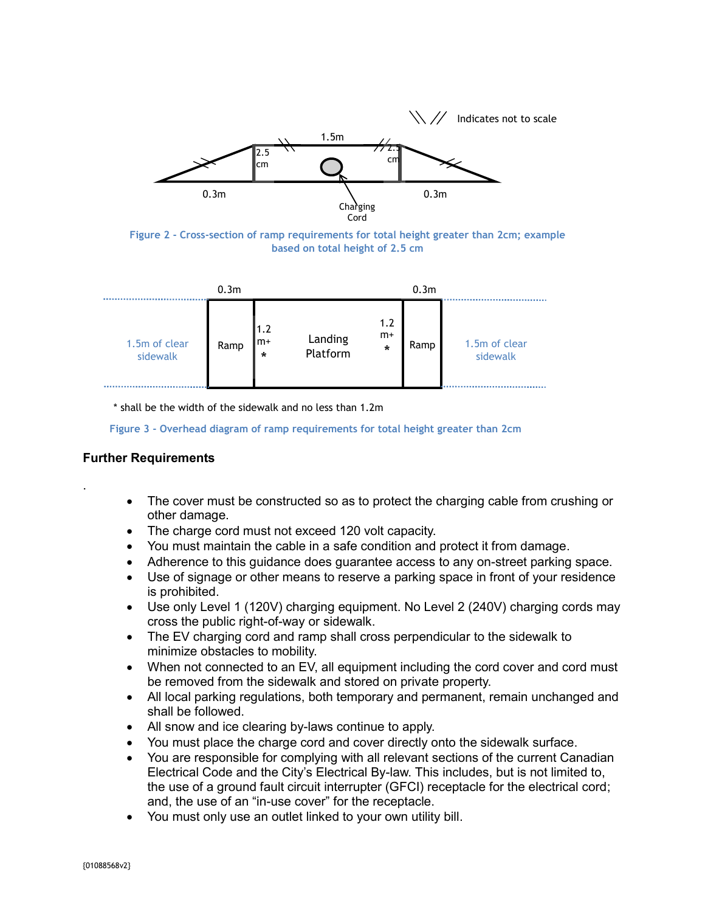\\ // Indicates not to scale

1.5m

2.5 cm

2.5 cm

0.3m

0.3m

Charging Cord

Figure 2 - Cross-section of ramp requirements for total height greater than 2cm; example based on total height of 2.5 cm

0.3m

0.3m

1.5m of clear sidewalk

Ramp

1.2 m+ *

Landing Platform

1.2 m+ *

Ramp

1.5m of clear sidewalk

\* shall be the width of the sidewalk and no less than 1.2m

Figure 3 - Overhead diagram of ramp requirements for total height greater than 2cm

### Further Requirements

.

- The cover must be constructed so as to protect the charging cable from crushing or other damage.
- The charge cord must not exceed 120 volt capacity.
- You must maintain the cable in a safe condition and protect it from damage.
- Adherence to this guidance does guarantee access to any on-street parking space.
- Use of signage or other means to reserve a parking space in front of your residence is prohibited.
- Use only Level 1 (120V) charging equipment. No Level 2 (240V) charging cords may cross the public right-of-way or sidewalk.
- The EV charging cord and ramp shall cross perpendicular to the sidewalk to minimize obstacles to mobility.
- When not connected to an EV, all equipment including the cord cover and cord must be removed from the sidewalk and stored on private property.
- All local parking regulations, both temporary and permanent, remain unchanged and shall be followed.
- All snow and ice clearing by-laws continue to apply.
- You must place the charge cord and cover directly onto the sidewalk surface.
- You are responsible for complying with all relevant sections of the current Canadian Electrical Code and the City's Electrical By-law. This includes, but is not limited to, the use of a ground fault circuit interrupter (GFCI) receptacle for the electrical cord; and, the use of an "in-use cover" for the receptacle.
- You must only use an outlet linked to your own utility bill.

{01088568v2}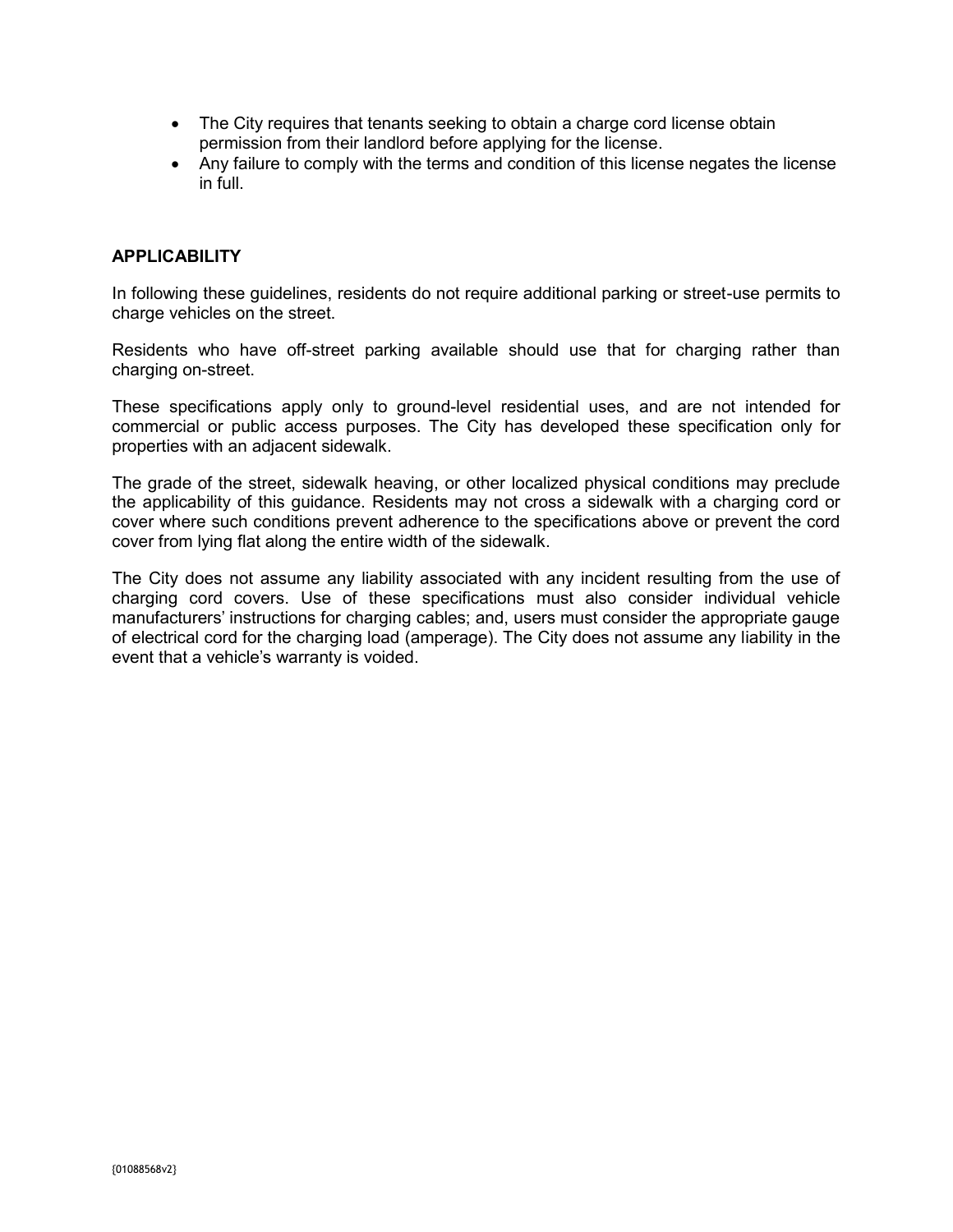- The City requires that tenants seeking to obtain a charge cord license obtain permission from their landlord before applying for the license.
- Any failure to comply with the terms and condition of this license negates the license in full.

**APPLICABILITY**

In following these guidelines, residents do not require additional parking or street-use permits to charge vehicles on the street.

Residents who have off-street parking available should use that for charging rather than charging on-street.

These specifications apply only to ground-level residential uses, and are not intended for commercial or public access purposes. The City has developed these specification only for properties with an adjacent sidewalk.

The grade of the street, sidewalk heaving, or other localized physical conditions may preclude the applicability of this guidance. Residents may not cross a sidewalk with a charging cord or cover where such conditions prevent adherence to the specifications above or prevent the cord cover from lying flat along the entire width of the sidewalk.

The City does not assume any liability associated with any incident resulting from the use of charging cord covers. Use of these specifications must also consider individual vehicle manufacturers' instructions for charging cables; and, users must consider the appropriate gauge of electrical cord for the charging load (amperage). The City does not assume any liability in the event that a vehicle's warranty is voided.

{01088568v2}